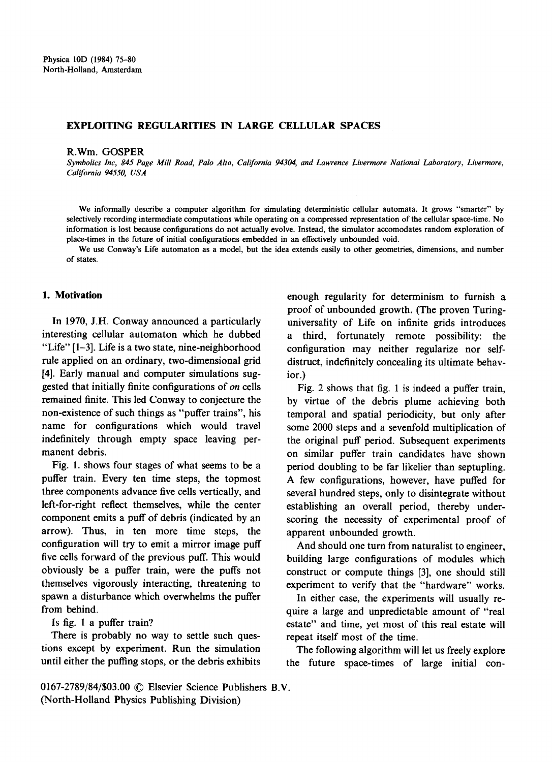# EXPLOITING REGULARITIES IN LARGE CELLULAR SPACES

R.Wm. GOSPER

*Symbolics Inc, 845 Page Mill Road, Palo Alto, California 94304, and Lawrence Livermore National Laboratory, Livermore, California 94550, USA*

We informally describe a computer algorithm for simulating deterministic cellular automata. It grows "smarter" by selectively recording intermediate computations while operating on a compressed representation of the cellular space-time. No information is lost because configurations do not actually evolve. Instead, the simulator accomodates random exploration of place-times in the future of initial configurations embedded in an effectively unbounded void.

We use Conway's Life automaton as a model, but the idea extends easily to other geometries, dimensions, and number of states.

## 1. Motivation

In 1970, J.H. Conway announced a particularly interesting cellular automaton which he dubbed "Life" [1–3]. Life is a two state, nine-neighborhood rule applied on an ordinary, two-dimensional grid [4]. Early manual and computer simulations suggested that initially finite configurations of *on* cells remained finite. This led Conway to conjecture the non-existence of such things as "puffer trains", his name for configurations which would travel indefinitely through empty space leaving permanent debris.

Fig. 1. shows four stages of what seems to be a puffer train. Every ten time steps, the topmost three components advance five cells vertically, and left-for-right reflect themselves, while the center component emits a puff of debris (indicated by an arrow). Thus, in ten more time steps, the configuration will try to emit a mirror image puff five cells forward of the previous puff. This would obviously be a puffer train, were the puffs not themselves vigorously interacting, threatening to spawn a disturbance which overwhelms the puffer from behind.

Is fig. 1 a puffer train?

There is probably no way to settle such questions except by experiment. Run the simulation until either the puffing stops, or the debris exhibits enough regularity for determinism to furnish a proof of unbounded growth. (The proven Turing-universality of Life on infinite grids introduces a third, fortunately remote possibility: the configuration may neither regularize nor self-distruct, indefinitely concealing its ultimate behavior.)

Fig. 2 shows that fig. 1 is indeed a puffer train, by virtue of the debris plume achieving both temporal and spatial periodicity, but only after some 2000 steps and a sevenfold multiplication of the original puff period. Subsequent experiments on similar puffer train candidates have shown period doubling to be far likelier than septupling. A few configurations, however, have puffed for several hundred steps, only to disintegrate without establishing an overall period, thereby underscoring the necessity of experimental proof of apparent unbounded growth.

And should one turn from naturalist to engineer, building large configurations of modules which construct or compute things [3], one should still experiment to verify that the "hardware" works.

In either case, the experiments will usually require a large and unpredictable amount of "real estate" and time, yet most of this real estate will repeat itself most of the time.

The following algorithm will let us freely explore the future space-times of large initial con-

0167-2789/84/$03.00 © Elsevier Science Publishers B.V.
(North-Holland Physics Publishing Division)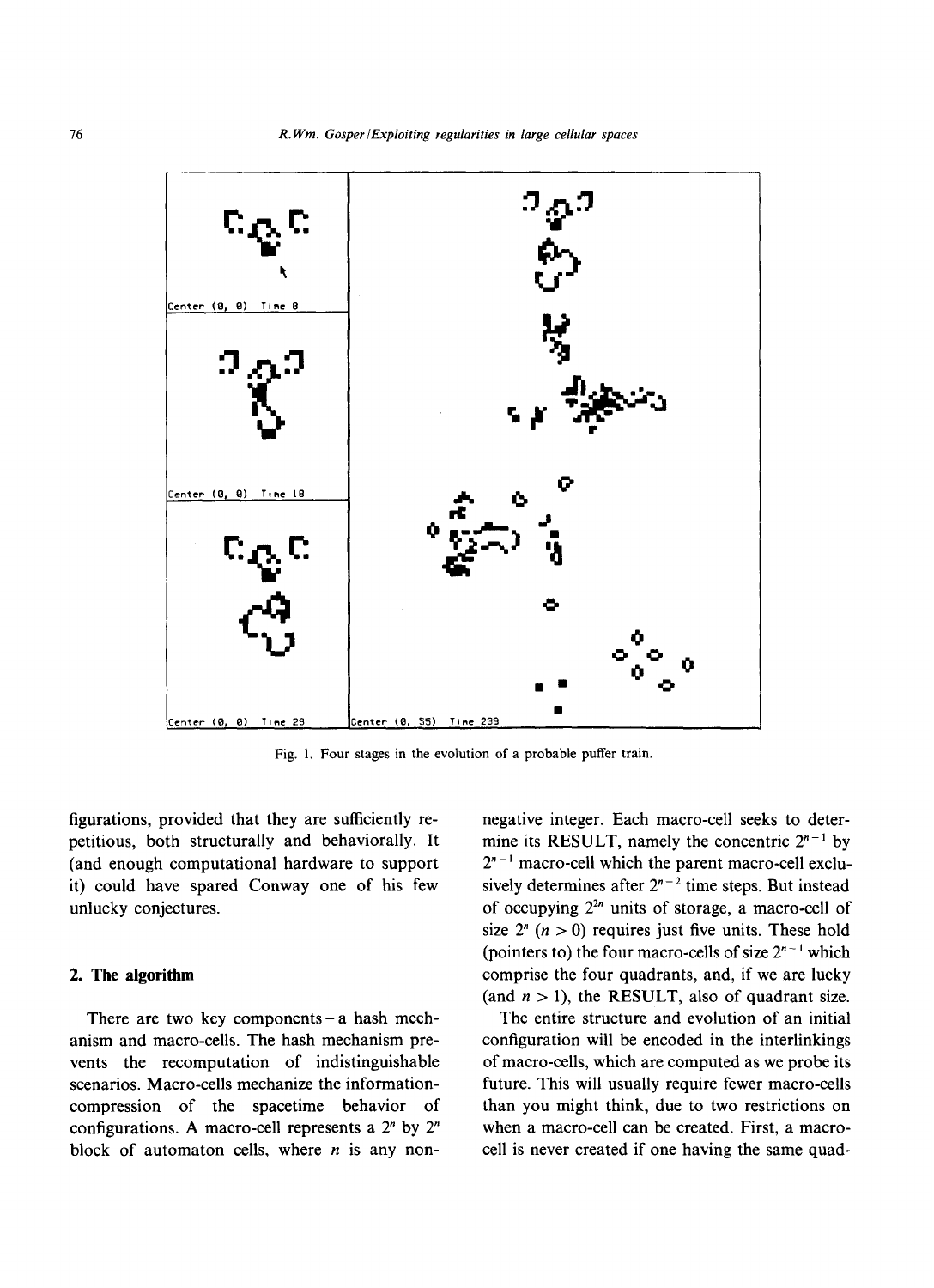Fig. 1. Four stages in the evolution of a probable puffer train.

figurations, provided that they are sufficiently repetitious, both structurally and behaviorally. It (and enough computational hardware to support it) could have spared Conway one of his few unlucky conjectures.

## 2. The algorithm

There are two key components – a hash mechanism and macro-cells. The hash mechanism prevents the recomputation of indistinguishable scenarios. Macro-cells mechanize the information-compression of the spacetime behavior of configurations. A macro-cell represents a $2^n$ by $2^n$ block of automaton cells, where $n$ is any non-negative integer. Each macro-cell seeks to determine its RESULT, namely the concentric $2^{n-1}$ by $2^{n-1}$ macro-cell which the parent macro-cell exclusively determines after $2^{n-2}$ time steps. But instead of occupying $2^{2n}$ units of storage, a macro-cell of size $2^n$ ($n > 0$) requires just five units. These hold (pointers to) the four macro-cells of size $2^{n-1}$ which comprise the four quadrants, and, if we are lucky (and $n > 1$), the RESULT, also of quadrant size.

The entire structure and evolution of an initial configuration will be encoded in the interlinkings of macro-cells, which are computed as we probe its future. This will usually require fewer macro-cells than you might think, due to two restrictions on when a macro-cell can be created. First, a macro-cell is never created if one having the same quad-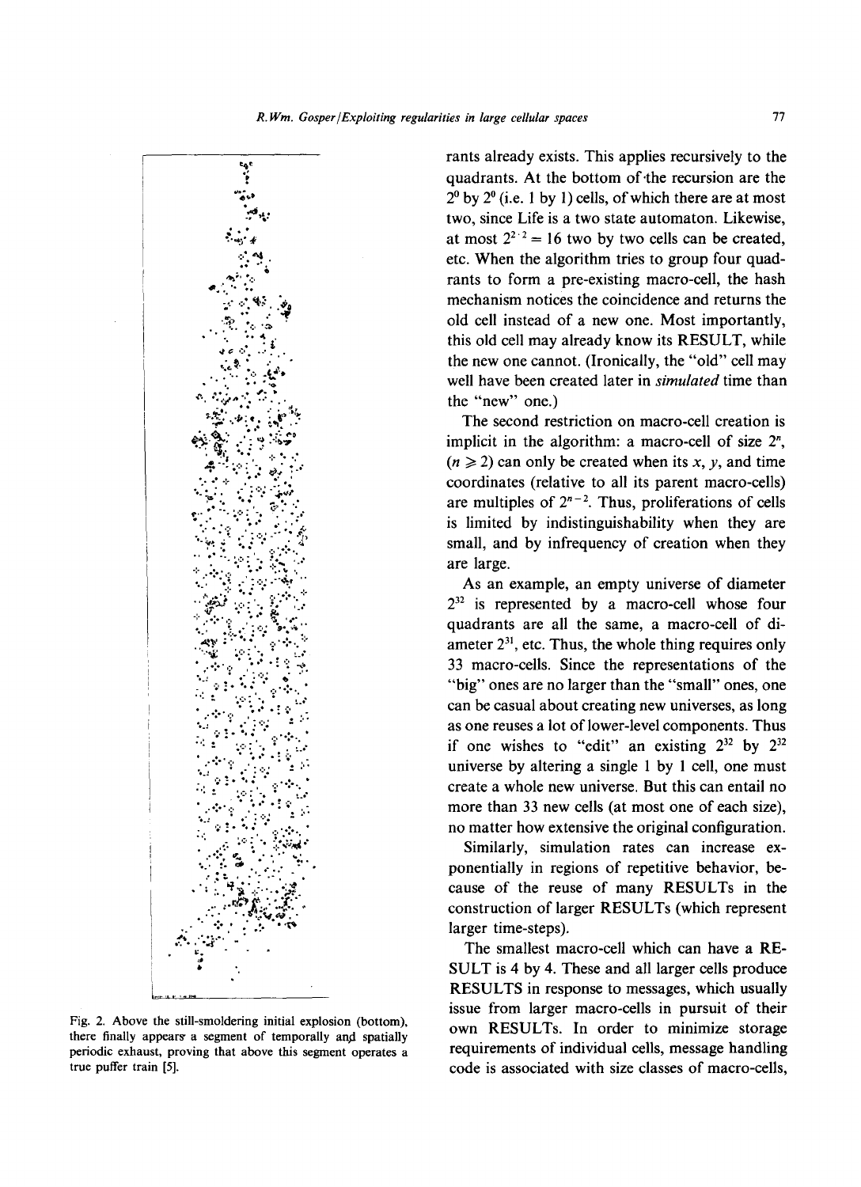rants already exists. This applies recursively to the quadrants. At the bottom of the recursion are the $2^0$ by $2^0$ (i.e. 1 by 1) cells, of which there are at most two, since Life is a two state automaton. Likewise, at most $2^{2 \cdot 2} = 16$ two by two cells can be created, etc. When the algorithm tries to group four quadrants to form a pre-existing macro-cell, the hash mechanism notices the coincidence and returns the old cell instead of a new one. Most importantly, this old cell may already know its RESULT, while the new one cannot. (Ironically, the "old" cell may well have been created later in *simulated* time than the "new" one.)

The second restriction on macro-cell creation is implicit in the algorithm: a macro-cell of size $2^n$, ($n \geq 2$) can only be created when its $x$, $y$, and time coordinates (relative to all its parent macro-cells) are multiples of $2^{n-2}$. Thus, proliferations of cells is limited by indistinguishability when they are small, and by infrequency of creation when they are large.

As an example, an empty universe of diameter $2^{32}$ is represented by a macro-cell whose four quadrants are all the same, a macro-cell of diameter $2^{31}$, etc. Thus, the whole thing requires only 33 macro-cells. Since the representations of the "big" ones are no larger than the "small" ones, one can be casual about creating new universes, as long as one reuses a lot of lower-level components. Thus if one wishes to "edit" an existing $2^{32}$ by $2^{32}$ universe by altering a single 1 by 1 cell, one must create a whole new universe. But this can entail no more than 33 new cells (at most one of each size), no matter how extensive the original configuration.

Similarly, simulation rates can increase exponentially in regions of repetitive behavior, because of the reuse of many RESULTs in the construction of larger RESULTs (which represent larger time-steps).

The smallest macro-cell which can have a RESULT is 4 by 4. These and all larger cells produce RESULTS in response to messages, which usually issue from larger macro-cells in pursuit of their own RESULTs. In order to minimize storage requirements of individual cells, message handling code is associated with size classes of macro-cells,

Fig. 2. Above the still-smoldering initial explosion (bottom), there finally appears a segment of temporally and spatially periodic exhaust, proving that above this segment operates a true puffer train [5].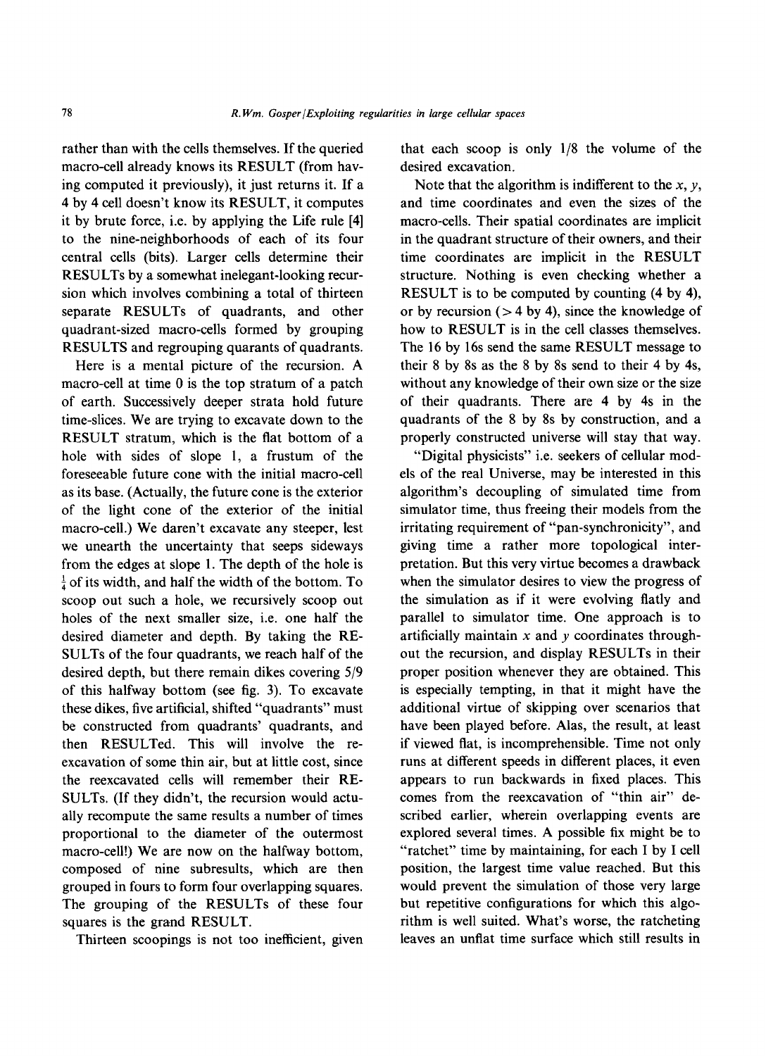rather than with the cells themselves. If the queried macro-cell already knows its RESULT (from having computed it previously), it just returns it. If a 4 by 4 cell doesn't know its RESULT, it computes it by brute force, i.e. by applying the Life rule [4] to the nine-neighborhoods of each of its four central cells (bits). Larger cells determine their RESULTs by a somewhat inelegant-looking recursion which involves combining a total of thirteen separate RESULTs of quadrants, and other quadrant-sized macro-cells formed by grouping RESULTS and regrouping quarants of quadrants.

Here is a mental picture of the recursion. A macro-cell at time 0 is the top stratum of a patch of earth. Successively deeper strata hold future time-slices. We are trying to excavate down to the RESULT stratum, which is the flat bottom of a hole with sides of slope 1, a frustum of the foreseeable future cone with the initial macro-cell as its base. (Actually, the future cone is the exterior of the light cone of the exterior of the initial macro-cell.) We daren't excavate any steeper, lest we unearth the uncertainty that seeps sideways from the edges at slope 1. The depth of the hole is $\frac{1}{4}$ of its width, and half the width of the bottom. To scoop out such a hole, we recursively scoop out holes of the next smaller size, i.e. one half the desired diameter and depth. By taking the RESULTs of the four quadrants, we reach half of the desired depth, but there remain dikes covering 5/9 of this halfway bottom (see fig. 3). To excavate these dikes, five artificial, shifted "quadrants" must be constructed from quadrants' quadrants, and then RESULTed. This will involve the reexcavation of some thin air, but at little cost, since the reexcavated cells will remember their RESULTs. (If they didn't, the recursion would actually recompute the same results a number of times proportional to the diameter of the outermost macro-cell!) We are now on the halfway bottom, composed of nine subresults, which are then grouped in fours to form four overlapping squares. The grouping of the RESULTs of these four squares is the grand RESULT.

Thirteen scoopings is not too inefficient, given that each scoop is only 1/8 the volume of the desired excavation.

Note that the algorithm is indifferent to the $x$, $y$, and time coordinates and even the sizes of the macro-cells. Their spatial coordinates are implicit in the quadrant structure of their owners, and their time coordinates are implicit in the RESULT structure. Nothing is even checking whether a RESULT is to be computed by counting (4 by 4), or by recursion (> 4 by 4), since the knowledge of how to RESULT is in the cell classes themselves. The 16 by 16s send the same RESULT message to their 8 by 8s as the 8 by 8s send to their 4 by 4s, without any knowledge of their own size or the size of their quadrants. There are 4 by 4s in the quadrants of the 8 by 8s by construction, and a properly constructed universe will stay that way.

"Digital physicists" i.e. seekers of cellular models of the real Universe, may be interested in this algorithm's decoupling of simulated time from simulator time, thus freeing their models from the irritating requirement of "pan-synchronicity", and giving time a rather more topological interpretation. But this very virtue becomes a drawback when the simulator desires to view the progress of the simulation as if it were evolving flatly and parallel to simulator time. One approach is to artificially maintain $x$ and $y$ coordinates throughout the recursion, and display RESULTs in their proper position whenever they are obtained. This is especially tempting, in that it might have the additional virtue of skipping over scenarios that have been played before. Alas, the result, at least if viewed flat, is incomprehensible. Time not only runs at different speeds in different places, it even appears to run backwards in fixed places. This comes from the reexcavation of "thin air" described earlier, wherein overlapping events are explored several times. A possible fix might be to "ratchet" time by maintaining, for each 1 by 1 cell position, the largest time value reached. But this would prevent the simulation of those very large but repetitive configurations for which this algorithm is well suited. What's worse, the ratcheting leaves an unflat time surface which still results in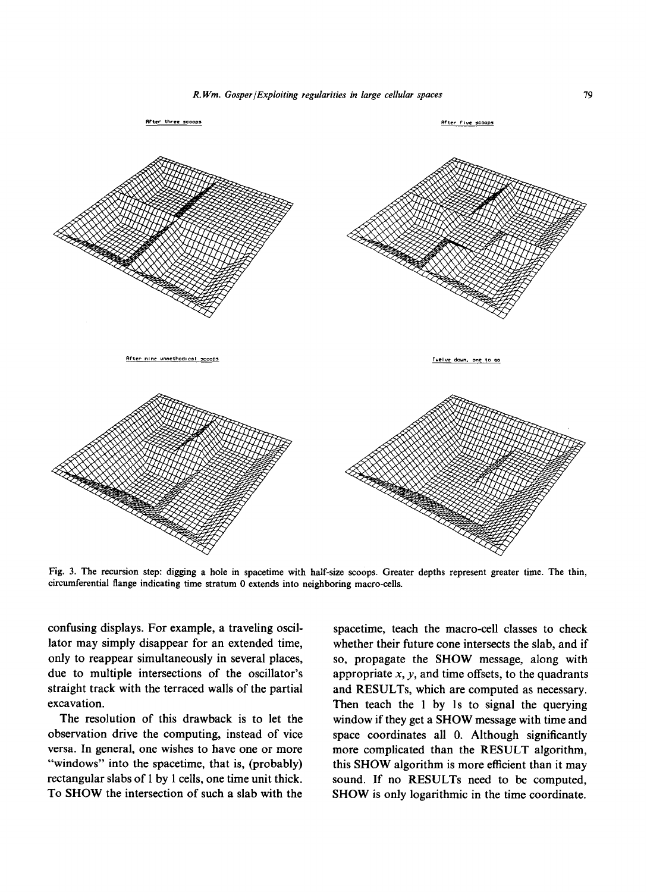After three scoops

After five scoops

After nine unmethodical scoops

Twelve down, one to go

Fig. 3. The recursion step: digging a hole in spacetime with half-size scoops. Greater depths represent greater time. The thin, circumferential flange indicating time stratum 0 extends into neighboring macro-cells.

confusing displays. For example, a traveling oscillator may simply disappear for an extended time, only to reappear simultaneously in several places, due to multiple intersections of the oscillator's straight track with the terraced walls of the partial excavation.

The resolution of this drawback is to let the observation drive the computing, instead of vice versa. In general, one wishes to have one or more "windows" into the spacetime, that is, (probably) rectangular slabs of 1 by 1 cells, one time unit thick. To SHOW the intersection of such a slab with the spacetime, teach the macro-cell classes to check whether their future cone intersects the slab, and if so, propagate the SHOW message, along with appropriate $x$, $y$, and time offsets, to the quadrants and RESULTs, which are computed as necessary. Then teach the 1 by 1s to signal the querying window if they get a SHOW message with time and space coordinates all 0. Although significantly more complicated than the RESULT algorithm, this SHOW algorithm is more efficient than it may sound. If no RESULTs need to be computed, SHOW is only logarithmic in the time coordinate.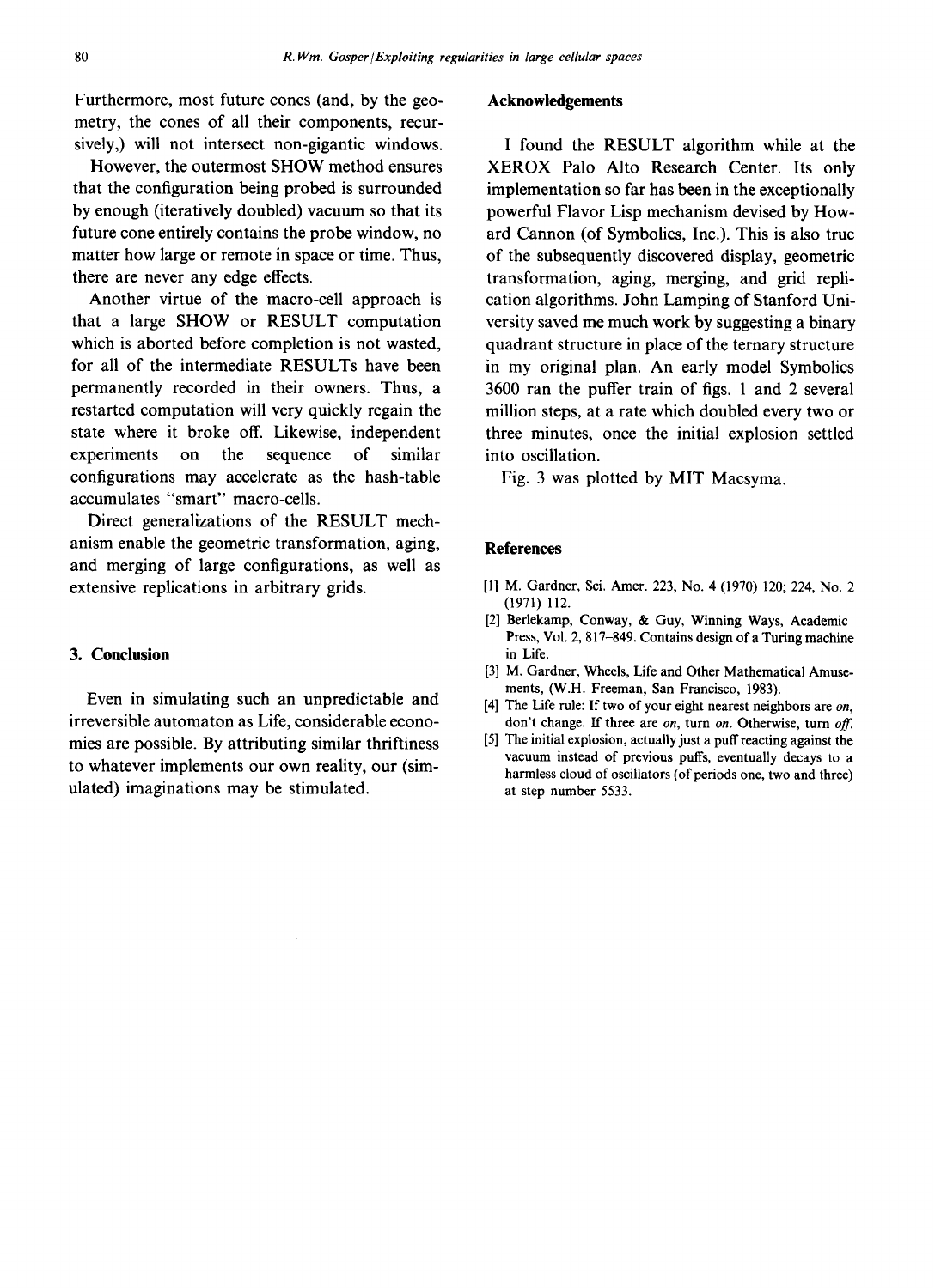Furthermore, most future cones (and, by the geometry, the cones of all their components, recursively,) will not intersect non-gigantic windows.

However, the outermost SHOW method ensures that the configuration being probed is surrounded by enough (iteratively doubled) vacuum so that its future cone entirely contains the probe window, no matter how large or remote in space or time. Thus, there are never any edge effects.

Another virtue of the macro-cell approach is that a large SHOW or RESULT computation which is aborted before completion is not wasted, for all of the intermediate RESULTs have been permanently recorded in their owners. Thus, a restarted computation will very quickly regain the state where it broke off. Likewise, independent experiments on the sequence of similar configurations may accelerate as the hash-table accumulates "smart" macro-cells.

Direct generalizations of the RESULT mechanism enable the geometric transformation, aging, and merging of large configurations, as well as extensive replications in arbitrary grids.

## 3. Conclusion

Even in simulating such an unpredictable and irreversible automaton as Life, considerable economies are possible. By attributing similar thriftiness to whatever implements our own reality, our (simulated) imaginations may be stimulated.

## Acknowledgements

I found the RESULT algorithm while at the XEROX Palo Alto Research Center. Its only implementation so far has been in the exceptionally powerful Flavor Lisp mechanism devised by Howard Cannon (of Symbolics, Inc.). This is also true of the subsequently discovered display, geometric transformation, aging, merging, and grid replication algorithms. John Lamping of Stanford University saved me much work by suggesting a binary quadrant structure in place of the ternary structure in my original plan. An early model Symbolics 3600 ran the puffer train of figs. 1 and 2 several million steps, at a rate which doubled every two or three minutes, once the initial explosion settled into oscillation.

Fig. 3 was plotted by MIT Macsyma.

## References

[1] M. Gardner, Sci. Amer. 223, No. 4 (1970) 120; 224, No. 2 (1971) 112.

[2] Berlekamp, Conway, & Guy, Winning Ways, Academic Press, Vol. 2, 817–849. Contains design of a Turing machine in Life.

[3] M. Gardner, Wheels, Life and Other Mathematical Amusements, (W.H. Freeman, San Francisco, 1983).

[4] The Life rule: If two of your eight nearest neighbors are *on*, don't change. If three are *on*, turn *on*. Otherwise, turn *off*.

[5] The initial explosion, actually just a puff reacting against the vacuum instead of previous puffs, eventually decays to a harmless cloud of oscillators (of periods one, two and three) at step number 5533.